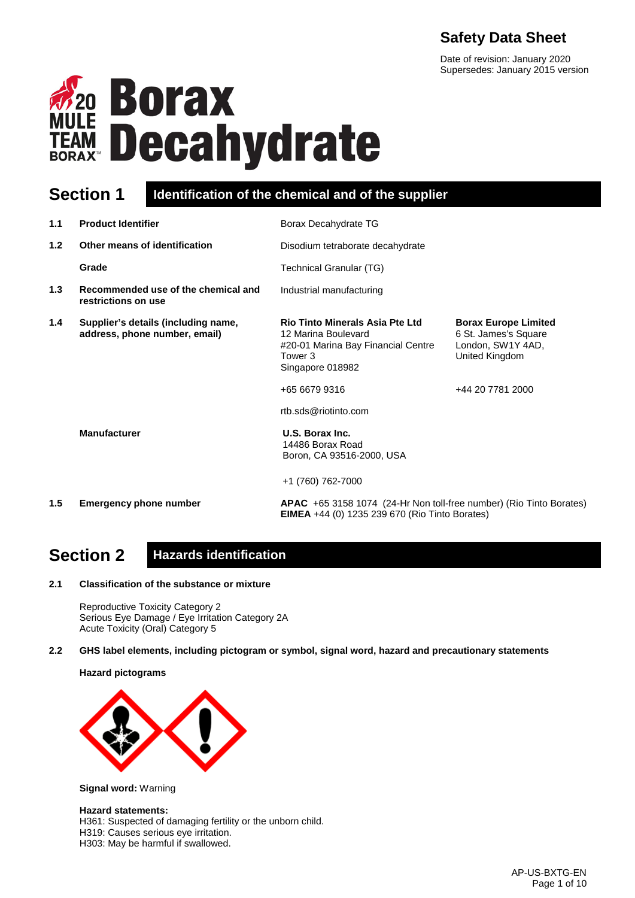# Safety Data Sheet

Date of revision: January 2020
Supersedes: January 2015 version

# Borax Decahydrate

## Section 1 Identification of the chemical and of the supplier

| | | | |
|---|---|---|---|
| **1.1** | **Product Identifier** | Borax Decahydrate TG | |
| **1.2** | **Other means of identification** | Disodium tetraborate decahydrate | |
| | **Grade** | Technical Granular (TG) | |
| **1.3** | **Recommended use of the chemical and restrictions on use** | Industrial manufacturing | |
| **1.4** | **Supplier's details (including name, address, phone number, email)** | **Rio Tinto Minerals Asia Pte Ltd**<br>12 Marina Boulevard<br>#20-01 Marina Bay Financial Centre Tower 3<br>Singapore 018982<br><br>+65 6679 9316<br><br>rtb.sds@riotinto.com | **Borax Europe Limited**<br>6 St. James's Square<br>London, SW1Y 4AD,<br>United Kingdom<br><br>+44 20 7781 2000 |
| | **Manufacturer** | **U.S. Borax Inc.**<br>14486 Borax Road<br>Boron, CA 93516-2000, USA<br><br>+1 (760) 762-7000 | |
| **1.5** | **Emergency phone number** | **APAC** +65 3158 1074 (24-Hr Non toll-free number) (Rio Tinto Borates)<br>**EIMEA** +44 (0) 1235 239 670 (Rio Tinto Borates) | |

## Section 2 Hazards identification

**2.1 Classification of the substance or mixture**

Reproductive Toxicity Category 2
Serious Eye Damage / Eye Irritation Category 2A
Acute Toxicity (Oral) Category 5

**2.2 GHS label elements, including pictogram or symbol, signal word, hazard and precautionary statements**

**Hazard pictograms**

**Signal word:** Warning

**Hazard statements:**
H361: Suspected of damaging fertility or the unborn child.
H319: Causes serious eye irritation.
H303: May be harmful if swallowed.

AP-US-BXTG-EN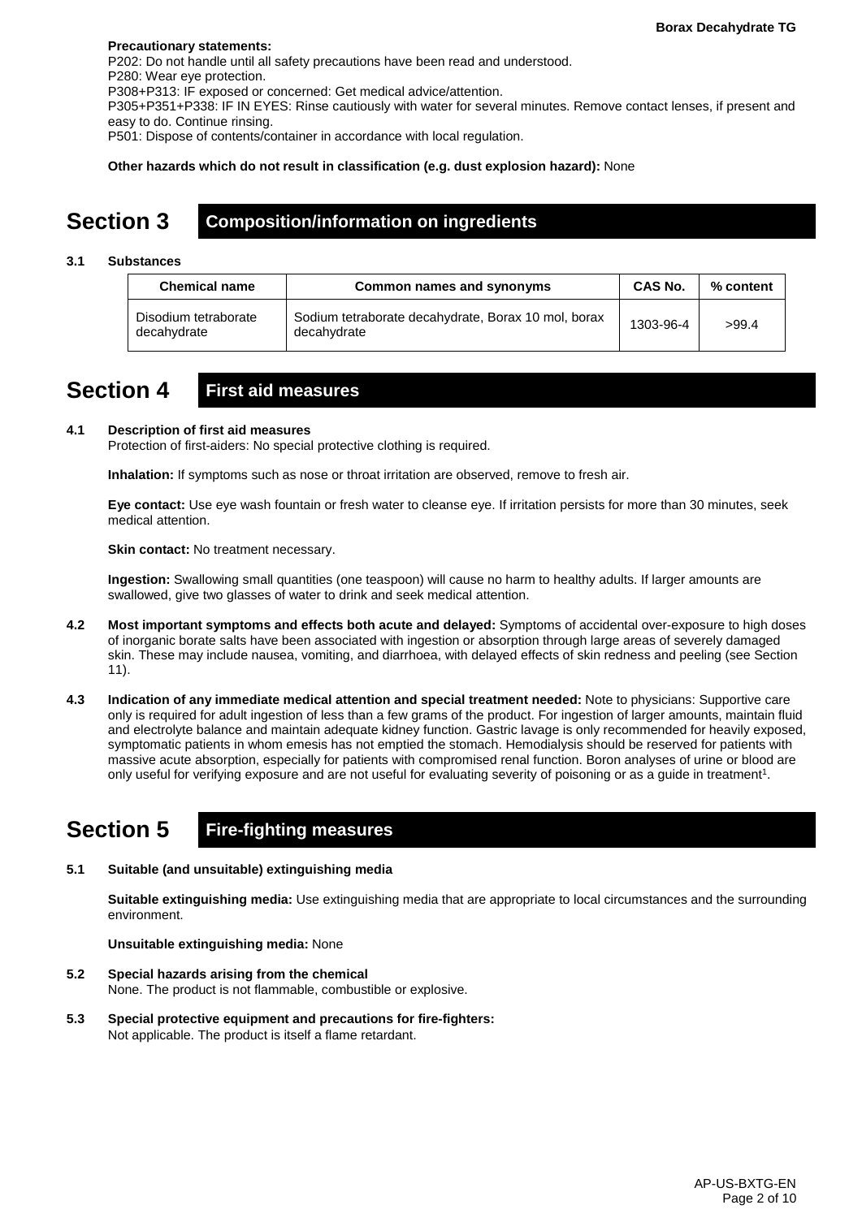**Precautionary statements:**
P202: Do not handle until all safety precautions have been read and understood.
P280: Wear eye protection.
P308+P313: IF exposed or concerned: Get medical advice/attention.
P305+P351+P338: IF IN EYES: Rinse cautiously with water for several minutes. Remove contact lenses, if present and easy to do. Continue rinsing.
P501: Dispose of contents/container in accordance with local regulation.

**Other hazards which do not result in classification (e.g. dust explosion hazard):** None

# Section 3 Composition/information on ingredients

**3.1 Substances**

| Chemical name | Common names and synonyms | CAS No. | % content |
|---|---|---|---|
| Disodium tetraborate decahydrate | Sodium tetraborate decahydrate, Borax 10 mol, borax decahydrate | 1303-96-4 | >99.4 |

# Section 4 First aid measures

**4.1 Description of first aid measures**
Protection of first-aiders: No special protective clothing is required.

**Inhalation:** If symptoms such as nose or throat irritation are observed, remove to fresh air.

**Eye contact:** Use eye wash fountain or fresh water to cleanse eye. If irritation persists for more than 30 minutes, seek medical attention.

**Skin contact:** No treatment necessary.

**Ingestion:** Swallowing small quantities (one teaspoon) will cause no harm to healthy adults. If larger amounts are swallowed, give two glasses of water to drink and seek medical attention.

**4.2 Most important symptoms and effects both acute and delayed:** Symptoms of accidental over-exposure to high doses of inorganic borate salts have been associated with ingestion or absorption through large areas of severely damaged skin. These may include nausea, vomiting, and diarrhoea, with delayed effects of skin redness and peeling (see Section 11).

**4.3 Indication of any immediate medical attention and special treatment needed:** Note to physicians: Supportive care only is required for adult ingestion of less than a few grams of the product. For ingestion of larger amounts, maintain fluid and electrolyte balance and maintain adequate kidney function. Gastric lavage is only recommended for heavily exposed, symptomatic patients in whom emesis has not emptied the stomach. Hemodialysis should be reserved for patients with massive acute absorption, especially for patients with compromised renal function. Boron analyses of urine or blood are only useful for verifying exposure and are not useful for evaluating severity of poisoning or as a guide in treatment[1].

# Section 5 Fire-fighting measures

**5.1 Suitable (and unsuitable) extinguishing media**

**Suitable extinguishing media:** Use extinguishing media that are appropriate to local circumstances and the surrounding environment.

**Unsuitable extinguishing media:** None

**5.2 Special hazards arising from the chemical**
None. The product is not flammable, combustible or explosive.

**5.3 Special protective equipment and precautions for fire-fighters:**
Not applicable. The product is itself a flame retardant.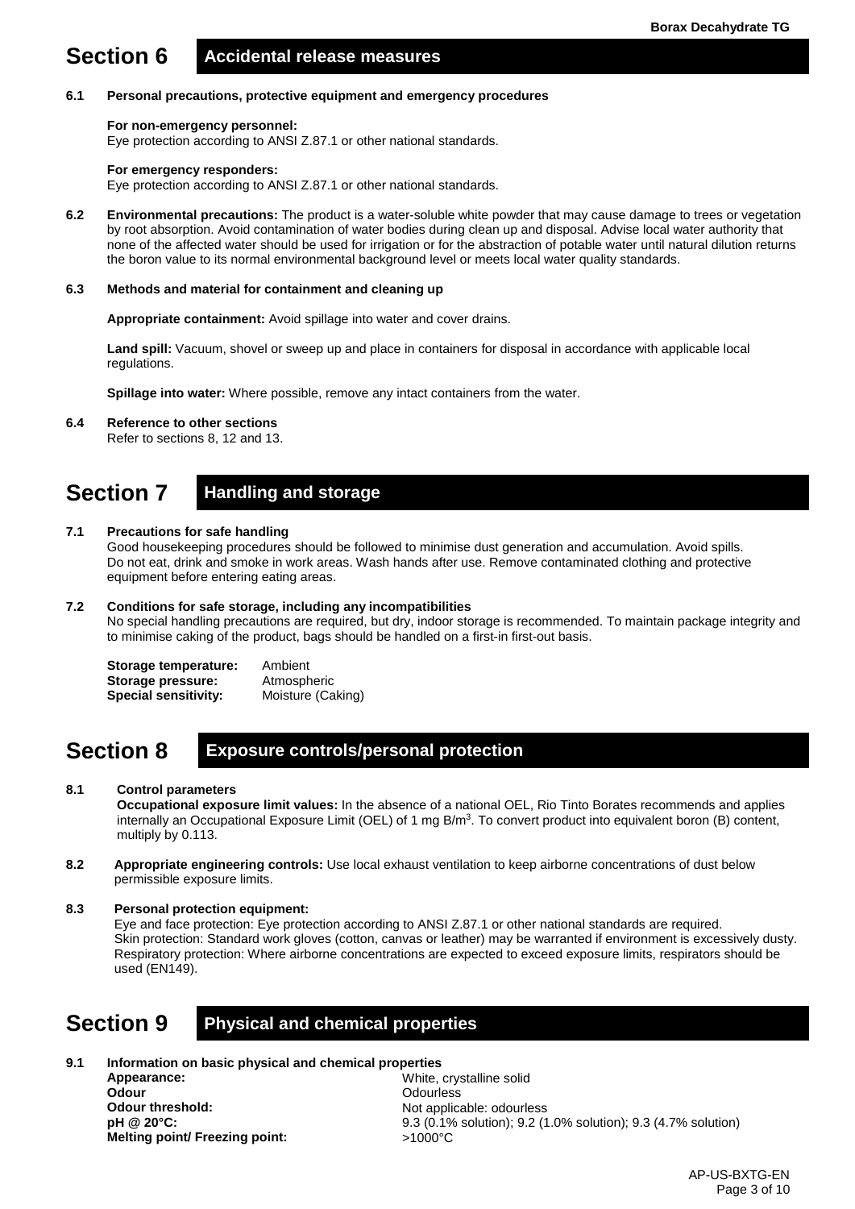## Section 6 Accidental release measures

**6.1 Personal precautions, protective equipment and emergency procedures**

**For non-emergency personnel:**
Eye protection according to ANSI Z.87.1 or other national standards.

**For emergency responders:**
Eye protection according to ANSI Z.87.1 or other national standards.

**6.2 Environmental precautions:** The product is a water-soluble white powder that may cause damage to trees or vegetation by root absorption. Avoid contamination of water bodies during clean up and disposal. Advise local water authority that none of the affected water should be used for irrigation or for the abstraction of potable water until natural dilution returns the boron value to its normal environmental background level or meets local water quality standards.

**6.3 Methods and material for containment and cleaning up**

**Appropriate containment:** Avoid spillage into water and cover drains.

**Land spill:** Vacuum, shovel or sweep up and place in containers for disposal in accordance with applicable local regulations.

**Spillage into water:** Where possible, remove any intact containers from the water.

**6.4 Reference to other sections**
Refer to sections 8, 12 and 13.

## Section 7 Handling and storage

**7.1 Precautions for safe handling**
Good housekeeping procedures should be followed to minimise dust generation and accumulation. Avoid spills. Do not eat, drink and smoke in work areas. Wash hands after use. Remove contaminated clothing and protective equipment before entering eating areas.

**7.2 Conditions for safe storage, including any incompatibilities**
No special handling precautions are required, but dry, indoor storage is recommended. To maintain package integrity and to minimise caking of the product, bags should be handled on a first-in first-out basis.

**Storage temperature:** Ambient
**Storage pressure:** Atmospheric
**Special sensitivity:** Moisture (Caking)

## Section 8 Exposure controls/personal protection

**8.1 Control parameters**
**Occupational exposure limit values:** In the absence of a national OEL, Rio Tinto Borates recommends and applies internally an Occupational Exposure Limit (OEL) of 1 mg B/m$^3$. To convert product into equivalent boron (B) content, multiply by 0.113.

**8.2 Appropriate engineering controls:** Use local exhaust ventilation to keep airborne concentrations of dust below permissible exposure limits.

**8.3 Personal protection equipment:**
Eye and face protection: Eye protection according to ANSI Z.87.1 or other national standards are required.
Skin protection: Standard work gloves (cotton, canvas or leather) may be warranted if environment is excessively dusty.
Respiratory protection: Where airborne concentrations are expected to exceed exposure limits, respirators should be used (EN149).

## Section 9 Physical and chemical properties

**9.1 Information on basic physical and chemical properties**

| | |
|---|---|
| **Appearance:** | White, crystalline solid |
| **Odour** | Odourless |
| **Odour threshold:** | Not applicable: odourless |
| **pH @ 20°C:** | 9.3 (0.1% solution); 9.2 (1.0% solution); 9.3 (4.7% solution) |
| **Melting point/ Freezing point:** | >1000°C |

AP-US-BXTG-EN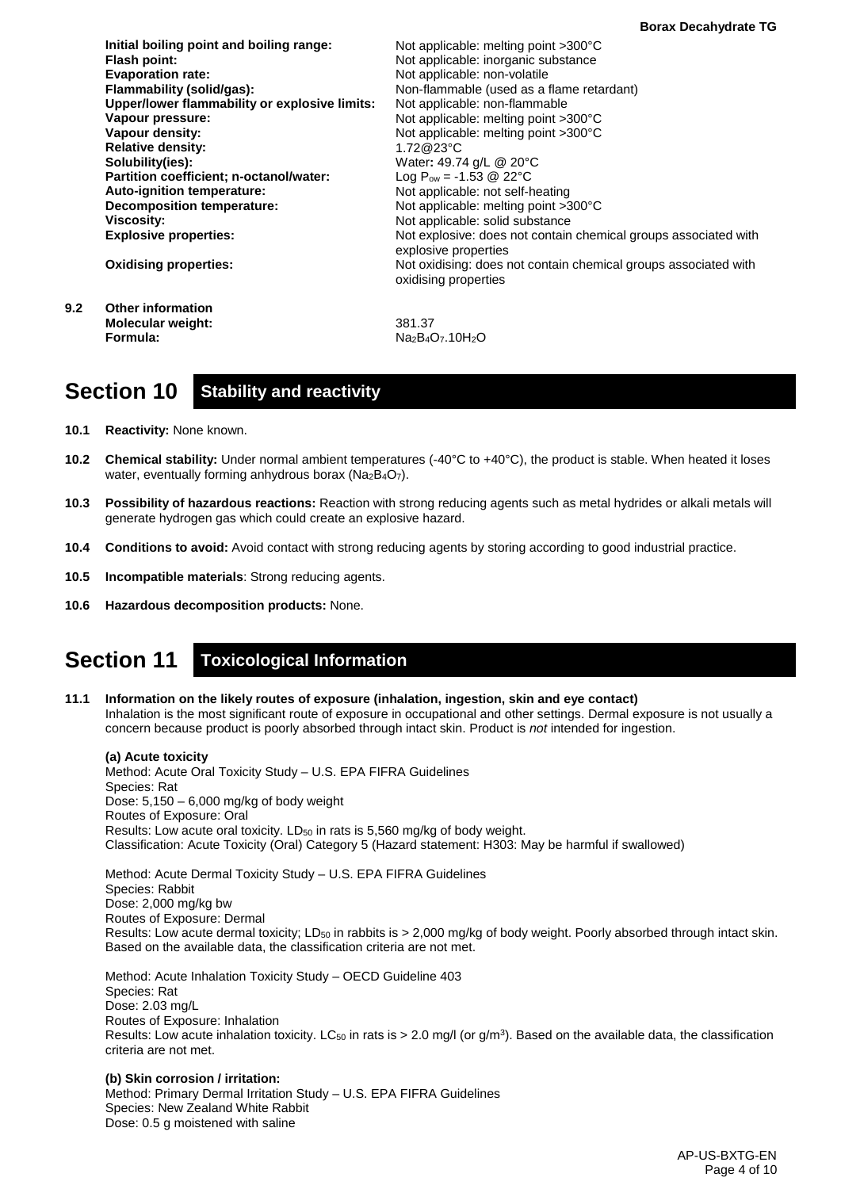| | |
|---|---|
| **Initial boiling point and boiling range:** | Not applicable: melting point >300°C |
| **Flash point:** | Not applicable: inorganic substance |
| **Evaporation rate:** | Not applicable: non-volatile |
| **Flammability (solid/gas):** | Non-flammable (used as a flame retardant) |
| **Upper/lower flammability or explosive limits:** | Not applicable: non-flammable |
| **Vapour pressure:** | Not applicable: melting point >300°C |
| **Vapour density:** | Not applicable: melting point >300°C |
| **Relative density:** | 1.72@23°C |
| **Solubility(ies):** | Water**:** 49.74 g/L @ 20°C |
| **Partition coefficient; n-octanol/water:** | Log $P_{ow}$ = -1.53 @ 22°C |
| **Auto-ignition temperature:** | Not applicable: not self-heating |
| **Decomposition temperature:** | Not applicable: melting point >300°C |
| **Viscosity:** | Not applicable: solid substance |
| **Explosive properties:** | Not explosive: does not contain chemical groups associated with explosive properties |
| **Oxidising properties:** | Not oxidising: does not contain chemical groups associated with oxidising properties |

**9.2 Other information**

| | |
|---|---|
| **Molecular weight:** | 381.37 |
| **Formula:** | $Na_2B_4O_7.10H_2O$ |

# Section 10 Stability and reactivity

**10.1 Reactivity:** None known.

**10.2 Chemical stability:** Under normal ambient temperatures (-40°C to +40°C), the product is stable. When heated it loses water, eventually forming anhydrous borax ($Na_2B_4O_7$).

**10.3 Possibility of hazardous reactions:** Reaction with strong reducing agents such as metal hydrides or alkali metals will generate hydrogen gas which could create an explosive hazard.

**10.4 Conditions to avoid:** Avoid contact with strong reducing agents by storing according to good industrial practice.

**10.5 Incompatible materials**: Strong reducing agents.

**10.6 Hazardous decomposition products:** None.

# Section 11 Toxicological Information

**11.1 Information on the likely routes of exposure (inhalation, ingestion, skin and eye contact)**

Inhalation is the most significant route of exposure in occupational and other settings. Dermal exposure is not usually a concern because product is poorly absorbed through intact skin. Product is *not* intended for ingestion.

**(a) Acute toxicity**

Method: Acute Oral Toxicity Study – U.S. EPA FIFRA Guidelines
Species: Rat
Dose: 5,150 – 6,000 mg/kg of body weight
Routes of Exposure: Oral
Results: Low acute oral toxicity. $LD_{50}$ in rats is 5,560 mg/kg of body weight.
Classification: Acute Toxicity (Oral) Category 5 (Hazard statement: H303: May be harmful if swallowed)

Method: Acute Dermal Toxicity Study – U.S. EPA FIFRA Guidelines
Species: Rabbit
Dose: 2,000 mg/kg bw
Routes of Exposure: Dermal
Results: Low acute dermal toxicity; $LD_{50}$ in rabbits is > 2,000 mg/kg of body weight. Poorly absorbed through intact skin. Based on the available data, the classification criteria are not met.

Method: Acute Inhalation Toxicity Study – OECD Guideline 403
Species: Rat
Dose: 2.03 mg/L
Routes of Exposure: Inhalation
Results: Low acute inhalation toxicity. $LC_{50}$ in rats is > 2.0 mg/l (or g/m$^3$). Based on the available data, the classification criteria are not met.

**(b) Skin corrosion / irritation:**

Method: Primary Dermal Irritation Study – U.S. EPA FIFRA Guidelines
Species: New Zealand White Rabbit
Dose: 0.5 g moistened with saline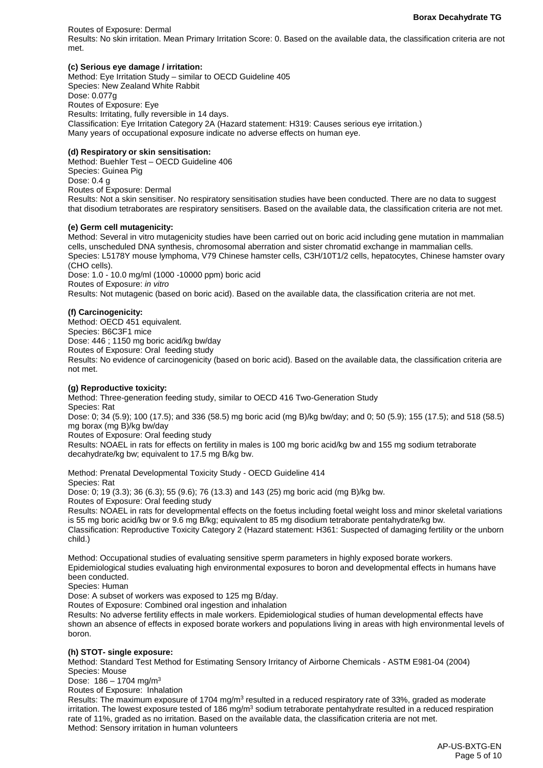Routes of Exposure: Dermal
Results: No skin irritation. Mean Primary Irritation Score: 0. Based on the available data, the classification criteria are not met.

**(c) Serious eye damage / irritation:**
Method: Eye Irritation Study – similar to OECD Guideline 405
Species: New Zealand White Rabbit
Dose: 0.077g
Routes of Exposure: Eye
Results: Irritating, fully reversible in 14 days.
Classification: Eye Irritation Category 2A (Hazard statement: H319: Causes serious eye irritation.)
Many years of occupational exposure indicate no adverse effects on human eye.

**(d) Respiratory or skin sensitisation:**
Method: Buehler Test – OECD Guideline 406
Species: Guinea Pig
Dose: 0.4 g
Routes of Exposure: Dermal
Results: Not a skin sensitiser. No respiratory sensitisation studies have been conducted. There are no data to suggest that disodium tetraborates are respiratory sensitisers. Based on the available data, the classification criteria are not met.

**(e) Germ cell mutagenicity:**
Method: Several in vitro mutagenicity studies have been carried out on boric acid including gene mutation in mammalian cells, unscheduled DNA synthesis, chromosomal aberration and sister chromatid exchange in mammalian cells.
Species: L5178Y mouse lymphoma, V79 Chinese hamster cells, C3H/10T1/2 cells, hepatocytes, Chinese hamster ovary (CHO cells).
Dose: 1.0 - 10.0 mg/ml (1000 -10000 ppm) boric acid
Routes of Exposure: *in vitro*
Results: Not mutagenic (based on boric acid). Based on the available data, the classification criteria are not met.

**(f) Carcinogenicity:**
Method: OECD 451 equivalent.
Species: B6C3F1 mice
Dose: 446 ; 1150 mg boric acid/kg bw/day
Routes of Exposure: Oral feeding study
Results: No evidence of carcinogenicity (based on boric acid). Based on the available data, the classification criteria are not met.

**(g) Reproductive toxicity:**
Method: Three-generation feeding study, similar to OECD 416 Two-Generation Study
Species: Rat
Dose: 0; 34 (5.9); 100 (17.5); and 336 (58.5) mg boric acid (mg B)/kg bw/day; and 0; 50 (5.9); 155 (17.5); and 518 (58.5) mg borax (mg B)/kg bw/day
Routes of Exposure: Oral feeding study
Results: NOAEL in rats for effects on fertility in males is 100 mg boric acid/kg bw and 155 mg sodium tetraborate decahydrate/kg bw; equivalent to 17.5 mg B/kg bw.

Method: Prenatal Developmental Toxicity Study - OECD Guideline 414
Species: Rat
Dose: 0; 19 (3.3); 36 (6.3); 55 (9.6); 76 (13.3) and 143 (25) mg boric acid (mg B)/kg bw.
Routes of Exposure: Oral feeding study
Results: NOAEL in rats for developmental effects on the foetus including foetal weight loss and minor skeletal variations is 55 mg boric acid/kg bw or 9.6 mg B/kg; equivalent to 85 mg disodium tetraborate pentahydrate/kg bw.
Classification: Reproductive Toxicity Category 2 (Hazard statement: H361: Suspected of damaging fertility or the unborn child.)

Method: Occupational studies of evaluating sensitive sperm parameters in highly exposed borate workers.
Epidemiological studies evaluating high environmental exposures to boron and developmental effects in humans have been conducted.
Species: Human
Dose: A subset of workers was exposed to 125 mg B/day.
Routes of Exposure: Combined oral ingestion and inhalation
Results: No adverse fertility effects in male workers. Epidemiological studies of human developmental effects have shown an absence of effects in exposed borate workers and populations living in areas with high environmental levels of boron.

**(h) STOT- single exposure:**
Method: Standard Test Method for Estimating Sensory Irritancy of Airborne Chemicals - ASTM E981-04 (2004)
Species: Mouse
Dose: 186 – 1704 mg/m$^3$
Routes of Exposure: Inhalation
Results: The maximum exposure of 1704 mg/m$^3$ resulted in a reduced respiratory rate of 33%, graded as moderate irritation. The lowest exposure tested of 186 mg/m$^3$ sodium tetraborate pentahydrate resulted in a reduced respiration rate of 11%, graded as no irritation. Based on the available data, the classification criteria are not met.
Method: Sensory irritation in human volunteers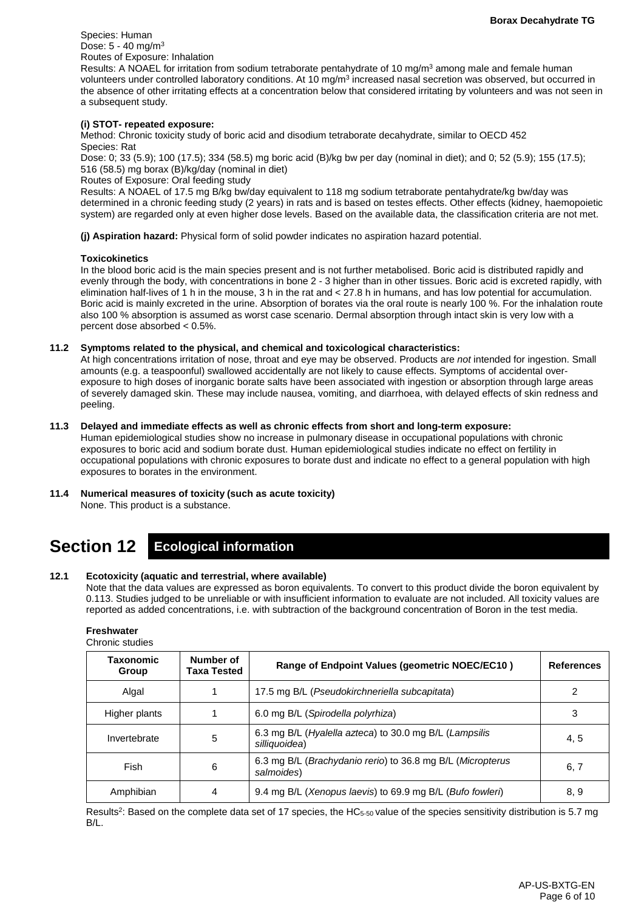Species: Human
Dose: 5 - 40 mg/m$^3$
Routes of Exposure: Inhalation
Results: A NOAEL for irritation from sodium tetraborate pentahydrate of 10 mg/m$^3$ among male and female human volunteers under controlled laboratory conditions. At 10 mg/m$^3$ increased nasal secretion was observed, but occurred in the absence of other irritating effects at a concentration below that considered irritating by volunteers and was not seen in a subsequent study.

**(i) STOT- repeated exposure:**
Method: Chronic toxicity study of boric acid and disodium tetraborate decahydrate, similar to OECD 452
Species: Rat
Dose: 0; 33 (5.9); 100 (17.5); 334 (58.5) mg boric acid (B)/kg bw per day (nominal in diet); and 0; 52 (5.9); 155 (17.5); 516 (58.5) mg borax (B)/kg/day (nominal in diet)
Routes of Exposure: Oral feeding study
Results: A NOAEL of 17.5 mg B/kg bw/day equivalent to 118 mg sodium tetraborate pentahydrate/kg bw/day was determined in a chronic feeding study (2 years) in rats and is based on testes effects. Other effects (kidney, haemopoietic system) are regarded only at even higher dose levels. Based on the available data, the classification criteria are not met.

**(j) Aspiration hazard:** Physical form of solid powder indicates no aspiration hazard potential.

**Toxicokinetics**
In the blood boric acid is the main species present and is not further metabolised. Boric acid is distributed rapidly and evenly through the body, with concentrations in bone 2 - 3 higher than in other tissues. Boric acid is excreted rapidly, with elimination half-lives of 1 h in the mouse, 3 h in the rat and < 27.8 h in humans, and has low potential for accumulation. Boric acid is mainly excreted in the urine. Absorption of borates via the oral route is nearly 100 %. For the inhalation route also 100 % absorption is assumed as worst case scenario. Dermal absorption through intact skin is very low with a percent dose absorbed < 0.5%.

**11.2 Symptoms related to the physical, and chemical and toxicological characteristics:**
At high concentrations irritation of nose, throat and eye may be observed. Products are *not* intended for ingestion. Small amounts (e.g. a teaspoonful) swallowed accidentally are not likely to cause effects. Symptoms of accidental over-exposure to high doses of inorganic borate salts have been associated with ingestion or absorption through large areas of severely damaged skin. These may include nausea, vomiting, and diarrhoea, with delayed effects of skin redness and peeling.

**11.3 Delayed and immediate effects as well as chronic effects from short and long-term exposure:**
Human epidemiological studies show no increase in pulmonary disease in occupational populations with chronic exposures to boric acid and sodium borate dust. Human epidemiological studies indicate no effect on fertility in occupational populations with chronic exposures to borate dust and indicate no effect to a general population with high exposures to borates in the environment.

**11.4 Numerical measures of toxicity (such as acute toxicity)**
None. This product is a substance.

# Section 12 Ecological information

**12.1 Ecotoxicity (aquatic and terrestrial, where available)**
Note that the data values are expressed as boron equivalents. To convert to this product divide the boron equivalent by 0.113. Studies judged to be unreliable or with insufficient information to evaluate are not included. All toxicity values are reported as added concentrations, i.e. with subtraction of the background concentration of Boron in the test media.

**Freshwater**
Chronic studies

| Taxonomic Group | Number of Taxa Tested | Range of Endpoint Values (geometric NOEC/EC10 ) | References |
|---|---|---|---|
| Algal | 1 | 17.5 mg B/L (*Pseudokirchneriella subcapitata*) | 2 |
| Higher plants | 1 | 6.0 mg B/L (*Spirodella polyrhiza*) | 3 |
| Invertebrate | 5 | 6.3 mg B/L (*Hyalella azteca*) to 30.0 mg B/L (*Lampsilis silliquoidea*) | 4, 5 |
| Fish | 6 | 6.3 mg B/L (*Brachydanio rerio*) to 36.8 mg B/L (*Micropterus salmoides*) | 6, 7 |
| Amphibian | 4 | 9.4 mg B/L (*Xenopus laevis*) to 69.9 mg B/L (*Bufo fowleri*) | 8, 9 |

Results[2]: Based on the complete data set of 17 species, the $HC_{5\text{-}50}$ value of the species sensitivity distribution is 5.7 mg B/L.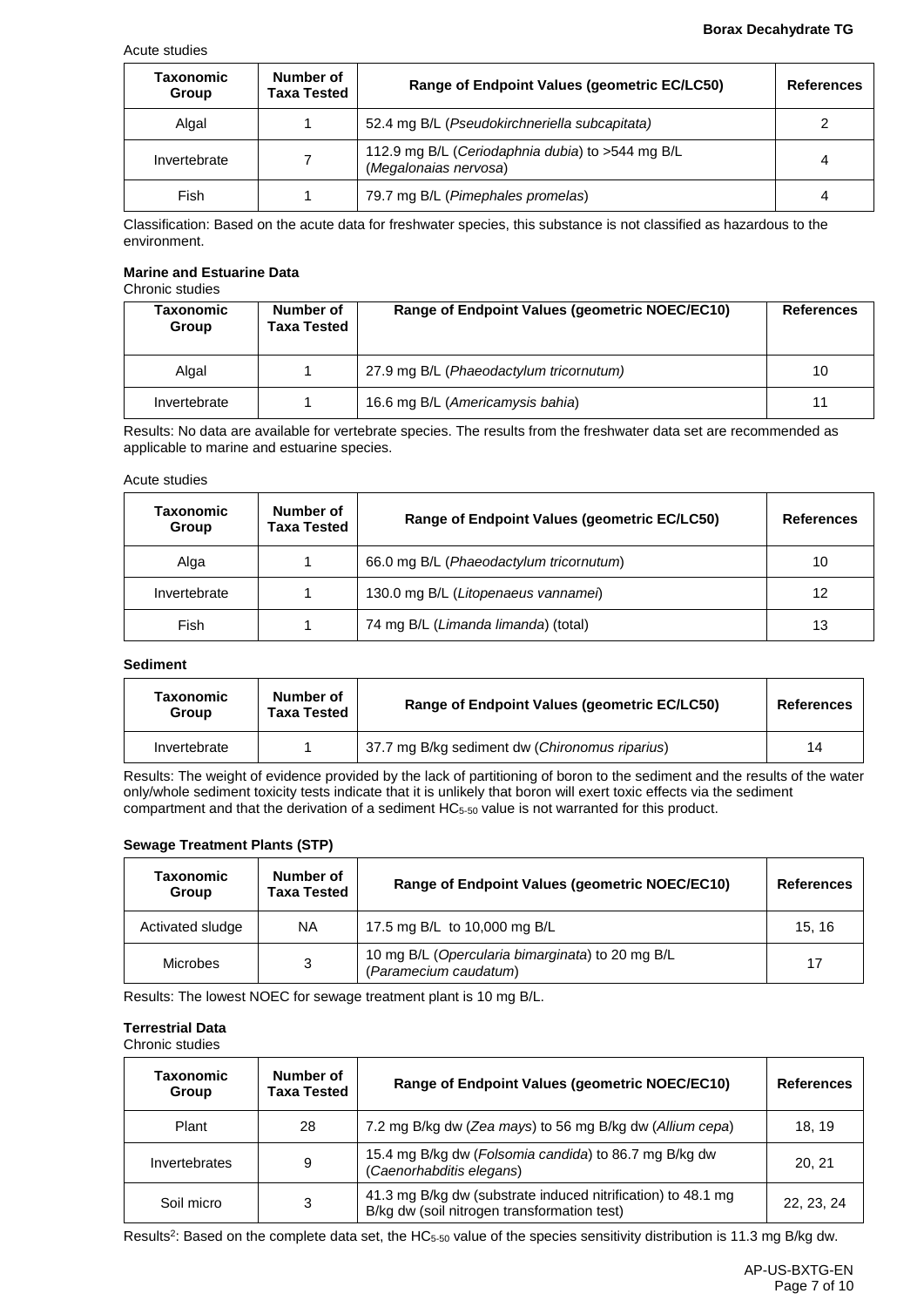Acute studies

| Taxonomic Group | Number of Taxa Tested | Range of Endpoint Values (geometric EC/LC50) | References |
|---|---|---|---|
| Algal | 1 | 52.4 mg B/L (*Pseudokirchneriella subcapitata)* | 2 |
| Invertebrate | 7 | 112.9 mg B/L (*Ceriodaphnia dubia*) to >544 mg B/L (*Megalonaias nervosa*) | 4 |
| Fish | 1 | 79.7 mg B/L (*Pimephales promelas*) | 4 |

Classification: Based on the acute data for freshwater species, this substance is not classified as hazardous to the environment.

**Marine and Estuarine Data**

Chronic studies

| Taxonomic Group | Number of Taxa Tested | Range of Endpoint Values (geometric NOEC/EC10) | References |
|---|---|---|---|
| Algal | 1 | 27.9 mg B/L (*Phaeodactylum tricornutum)* | 10 |
| Invertebrate | 1 | 16.6 mg B/L (*Americamysis bahia*) | 11 |

Results: No data are available for vertebrate species. The results from the freshwater data set are recommended as applicable to marine and estuarine species.

Acute studies

| Taxonomic Group | Number of Taxa Tested | Range of Endpoint Values (geometric EC/LC50) | References |
|---|---|---|---|
| Alga | 1 | 66.0 mg B/L (*Phaeodactylum tricornutum*) | 10 |
| Invertebrate | 1 | 130.0 mg B/L (*Litopenaeus vannamei*) | 12 |
| Fish | 1 | 74 mg B/L (*Limanda limanda*) (total) | 13 |

**Sediment**

| Taxonomic Group | Number of Taxa Tested | Range of Endpoint Values (geometric EC/LC50) | References |
|---|---|---|---|
| Invertebrate | 1 | 37.7 mg B/kg sediment dw (*Chironomus riparius*) | 14 |

Results: The weight of evidence provided by the lack of partitioning of boron to the sediment and the results of the water only/whole sediment toxicity tests indicate that it is unlikely that boron will exert toxic effects via the sediment compartment and that the derivation of a sediment $HC_{5-50}$ value is not warranted for this product.

**Sewage Treatment Plants (STP)**

| Taxonomic Group | Number of Taxa Tested | Range of Endpoint Values (geometric NOEC/EC10) | References |
|---|---|---|---|
| Activated sludge | NA | 17.5 mg B/L to 10,000 mg B/L | 15, 16 |
| Microbes | 3 | 10 mg B/L (*Opercularia bimarginata*) to 20 mg B/L (*Paramecium caudatum*) | 17 |

Results: The lowest NOEC for sewage treatment plant is 10 mg B/L.

**Terrestrial Data**

Chronic studies

| Taxonomic Group | Number of Taxa Tested | Range of Endpoint Values (geometric NOEC/EC10) | References |
|---|---|---|---|
| Plant | 28 | 7.2 mg B/kg dw (*Zea mays*) to 56 mg B/kg dw (*Allium cepa*) | 18, 19 |
| Invertebrates | 9 | 15.4 mg B/kg dw (*Folsomia candida*) to 86.7 mg B/kg dw (*Caenorhabditis elegans*) | 20, 21 |
| Soil micro | 3 | 41.3 mg B/kg dw (substrate induced nitrification) to 48.1 mg B/kg dw (soil nitrogen transformation test) | 22, 23, 24 |

Results[2]: Based on the complete data set, the $HC_{5-50}$ value of the species sensitivity distribution is 11.3 mg B/kg dw.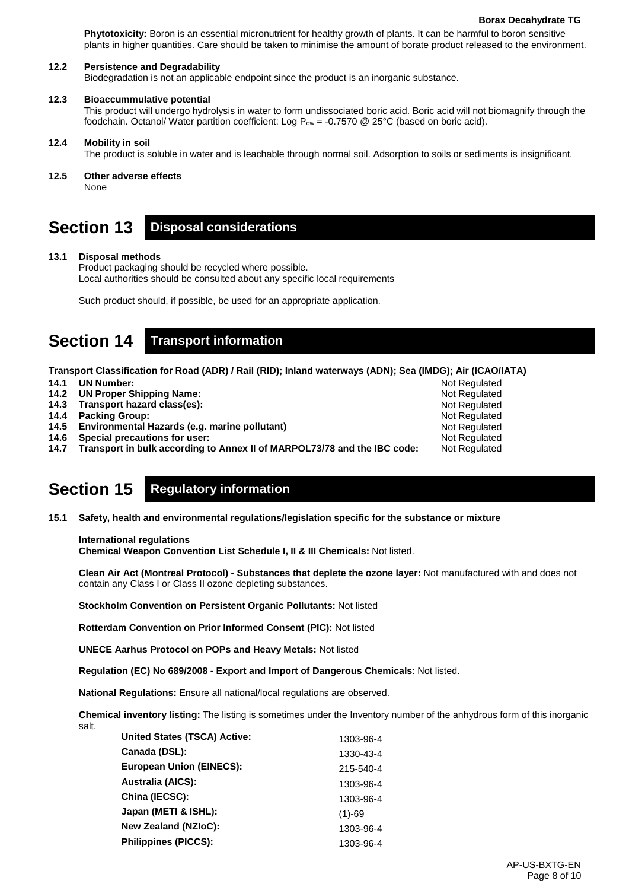**Phytotoxicity:** Boron is an essential micronutrient for healthy growth of plants. It can be harmful to boron sensitive plants in higher quantities. Care should be taken to minimise the amount of borate product released to the environment.

**12.2 Persistence and Degradability**

Biodegradation is not an applicable endpoint since the product is an inorganic substance.

**12.3 Bioaccummulative potential**

This product will undergo hydrolysis in water to form undissociated boric acid. Boric acid will not biomagnify through the foodchain. Octanol/ Water partition coefficient: Log $P_{ow}$ = -0.7570 @ 25°C (based on boric acid).

**12.4 Mobility in soil**

The product is soluble in water and is leachable through normal soil. Adsorption to soils or sediments is insignificant.

**12.5 Other adverse effects**

None

## Section 13 Disposal considerations

**13.1 Disposal methods**

Product packaging should be recycled where possible.
Local authorities should be consulted about any specific local requirements

Such product should, if possible, be used for an appropriate application.

## Section 14 Transport information

**Transport Classification for Road (ADR) / Rail (RID); Inland waterways (ADN); Sea (IMDG); Air (ICAO/IATA)**

| | | |
|---|---|---|
| **14.1** | **UN Number:** | Not Regulated |
| **14.2** | **UN Proper Shipping Name:** | Not Regulated |
| **14.3** | **Transport hazard class(es):** | Not Regulated |
| **14.4** | **Packing Group:** | Not Regulated |
| **14.5** | **Environmental Hazards (e.g. marine pollutant)** | Not Regulated |
| **14.6** | **Special precautions for user:** | Not Regulated |
| **14.7** | **Transport in bulk according to Annex II of MARPOL73/78 and the IBC code:** | Not Regulated |

## Section 15 Regulatory information

**15.1 Safety, health and environmental regulations/legislation specific for the substance or mixture**

**International regulations**
**Chemical Weapon Convention List Schedule I, II & III Chemicals:** Not listed.

**Clean Air Act (Montreal Protocol) - Substances that deplete the ozone layer:** Not manufactured with and does not contain any Class I or Class II ozone depleting substances.

**Stockholm Convention on Persistent Organic Pollutants:** Not listed

**Rotterdam Convention on Prior Informed Consent (PIC):** Not listed

**UNECE Aarhus Protocol on POPs and Heavy Metals:** Not listed

**Regulation (EC) No 689/2008 - Export and Import of Dangerous Chemicals**: Not listed.

**National Regulations:** Ensure all national/local regulations are observed.

**Chemical inventory listing:** The listing is sometimes under the Inventory number of the anhydrous form of this inorganic salt.

| | |
|---|---|
| **United States (TSCA) Active:** | 1303-96-4 |
| **Canada (DSL):** | 1330-43-4 |
| **European Union (EINECS):** | 215-540-4 |
| **Australia (AICS):** | 1303-96-4 |
| **China (IECSC):** | 1303-96-4 |
| **Japan (METI & ISHL):** | (1)-69 |
| **New Zealand (NZIoC):** | 1303-96-4 |
| **Philippines (PICCS):** | 1303-96-4 |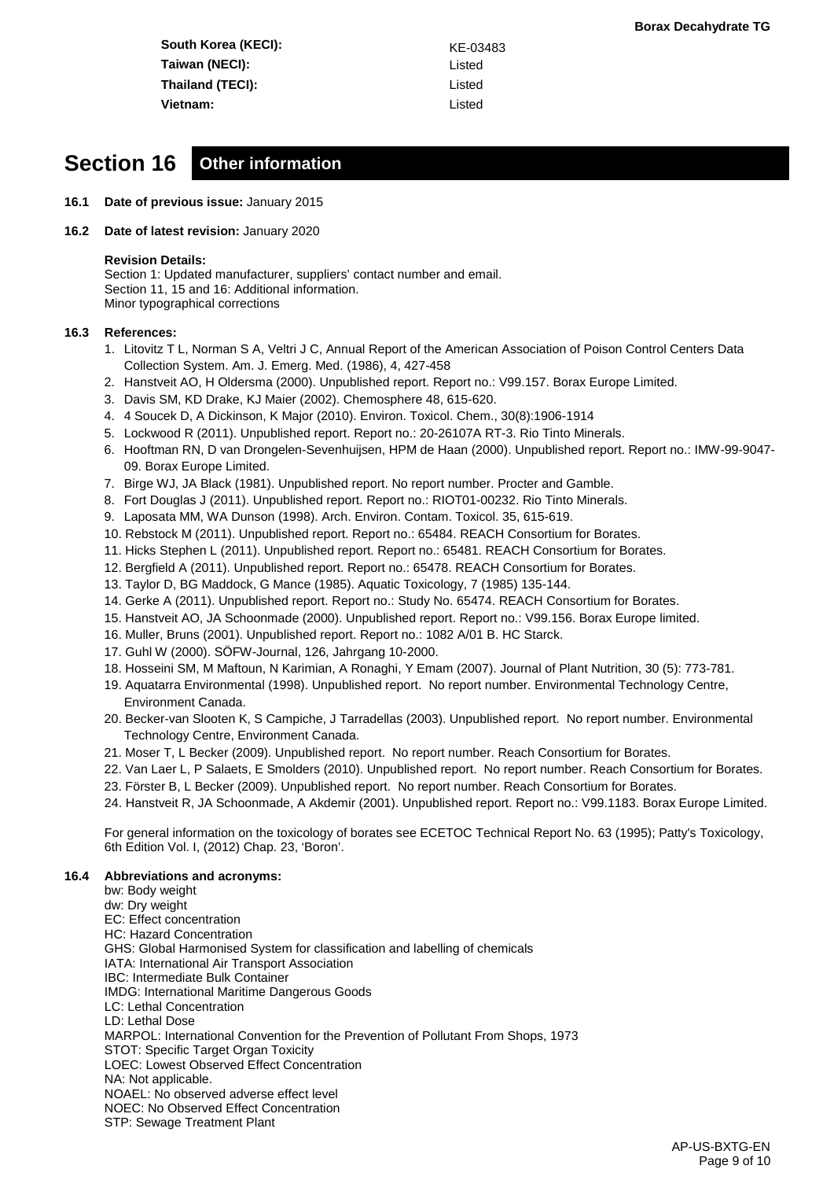| | |
|---|---|
| **South Korea (KECI):** | KE-03483 |
| **Taiwan (NECI):** | Listed |
| **Thailand (TECI):** | Listed |
| **Vietnam:** | Listed |

## Section 16 Other information

**16.1 Date of previous issue:** January 2015

**16.2 Date of latest revision:** January 2020

**Revision Details:**
Section 1: Updated manufacturer, suppliers' contact number and email.
Section 11, 15 and 16: Additional information.
Minor typographical corrections

**16.3 References:**

1. Litovitz T L, Norman S A, Veltri J C, Annual Report of the American Association of Poison Control Centers Data Collection System. Am. J. Emerg. Med. (1986), 4, 427-458
2. Hanstveit AO, H Oldersma (2000). Unpublished report. Report no.: V99.157. Borax Europe Limited.
3. Davis SM, KD Drake, KJ Maier (2002). Chemosphere 48, 615-620.
4. 4 Soucek D, A Dickinson, K Major (2010). Environ. Toxicol. Chem., 30(8):1906-1914
5. Lockwood R (2011). Unpublished report. Report no.: 20-26107A RT-3. Rio Tinto Minerals.
6. Hooftman RN, D van Drongelen-Sevenhuijsen, HPM de Haan (2000). Unpublished report. Report no.: IMW-99-9047-09. Borax Europe Limited.
7. Birge WJ, JA Black (1981). Unpublished report. No report number. Procter and Gamble.
8. Fort Douglas J (2011). Unpublished report. Report no.: RIOT01-00232. Rio Tinto Minerals.
9. Laposata MM, WA Dunson (1998). Arch. Environ. Contam. Toxicol. 35, 615-619.
10. Rebstock M (2011). Unpublished report. Report no.: 65484. REACH Consortium for Borates.
11. Hicks Stephen L (2011). Unpublished report. Report no.: 65481. REACH Consortium for Borates.
12. Bergfield A (2011). Unpublished report. Report no.: 65478. REACH Consortium for Borates.
13. Taylor D, BG Maddock, G Mance (1985). Aquatic Toxicology, 7 (1985) 135-144.
14. Gerke A (2011). Unpublished report. Report no.: Study No. 65474. REACH Consortium for Borates.
15. Hanstveit AO, JA Schoonmade (2000). Unpublished report. Report no.: V99.156. Borax Europe limited.
16. Muller, Bruns (2001). Unpublished report. Report no.: 1082 A/01 B. HC Starck.
17. Guhl W (2000). SÖFW-Journal, 126, Jahrgang 10-2000.
18. Hosseini SM, M Maftoun, N Karimian, A Ronaghi, Y Emam (2007). Journal of Plant Nutrition, 30 (5): 773-781.
19. Aquatarra Environmental (1998). Unpublished report. No report number. Environmental Technology Centre, Environment Canada.
20. Becker-van Slooten K, S Campiche, J Tarradellas (2003). Unpublished report. No report number. Environmental Technology Centre, Environment Canada.
21. Moser T, L Becker (2009). Unpublished report. No report number. Reach Consortium for Borates.
22. Van Laer L, P Salaets, E Smolders (2010). Unpublished report. No report number. Reach Consortium for Borates.
23. Förster B, L Becker (2009). Unpublished report. No report number. Reach Consortium for Borates.
24. Hanstveit R, JA Schoonmade, A Akdemir (2001). Unpublished report. Report no.: V99.1183. Borax Europe Limited.

For general information on the toxicology of borates see ECETOC Technical Report No. 63 (1995); Patty's Toxicology, 6th Edition Vol. I, (2012) Chap. 23, 'Boron'.

**16.4 Abbreviations and acronyms:**

bw: Body weight
dw: Dry weight
EC: Effect concentration
HC: Hazard Concentration
GHS: Global Harmonised System for classification and labelling of chemicals
IATA: International Air Transport Association
IBC: Intermediate Bulk Container
IMDG: International Maritime Dangerous Goods
LC: Lethal Concentration
LD: Lethal Dose
MARPOL: International Convention for the Prevention of Pollutant From Shops, 1973
STOT: Specific Target Organ Toxicity
LOEC: Lowest Observed Effect Concentration
NA: Not applicable.
NOAEL: No observed adverse effect level
NOEC: No Observed Effect Concentration
STP: Sewage Treatment Plant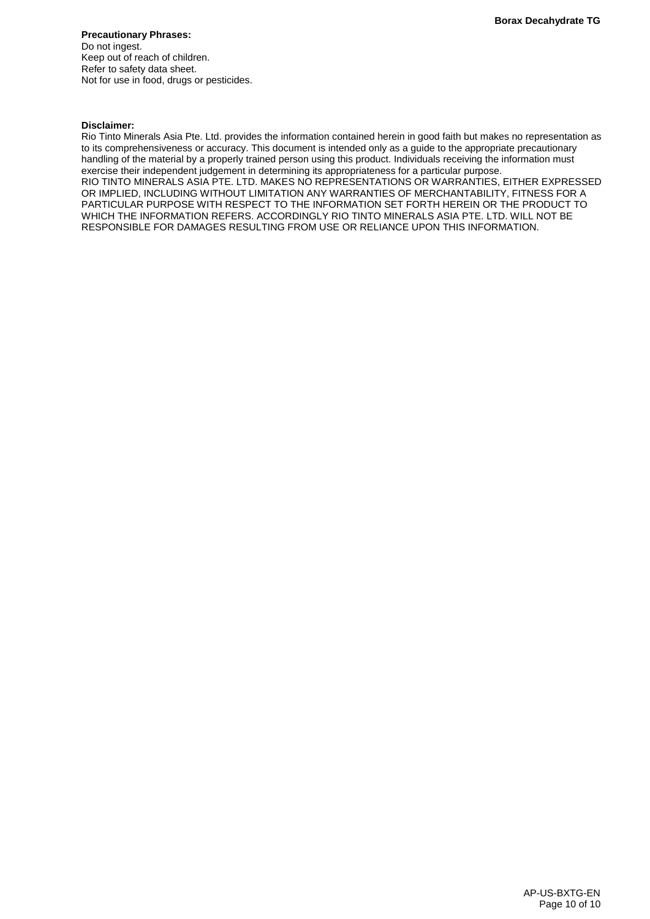**Precautionary Phrases:**

Do not ingest.
Keep out of reach of children.
Refer to safety data sheet.
Not for use in food, drugs or pesticides.

**Disclaimer:**

Rio Tinto Minerals Asia Pte. Ltd. provides the information contained herein in good faith but makes no representation as to its comprehensiveness or accuracy. This document is intended only as a guide to the appropriate precautionary handling of the material by a properly trained person using this product. Individuals receiving the information must exercise their independent judgement in determining its appropriateness for a particular purpose.
RIO TINTO MINERALS ASIA PTE. LTD. MAKES NO REPRESENTATIONS OR WARRANTIES, EITHER EXPRESSED OR IMPLIED, INCLUDING WITHOUT LIMITATION ANY WARRANTIES OF MERCHANTABILITY, FITNESS FOR A PARTICULAR PURPOSE WITH RESPECT TO THE INFORMATION SET FORTH HEREIN OR THE PRODUCT TO WHICH THE INFORMATION REFERS. ACCORDINGLY RIO TINTO MINERALS ASIA PTE. LTD. WILL NOT BE RESPONSIBLE FOR DAMAGES RESULTING FROM USE OR RELIANCE UPON THIS INFORMATION.